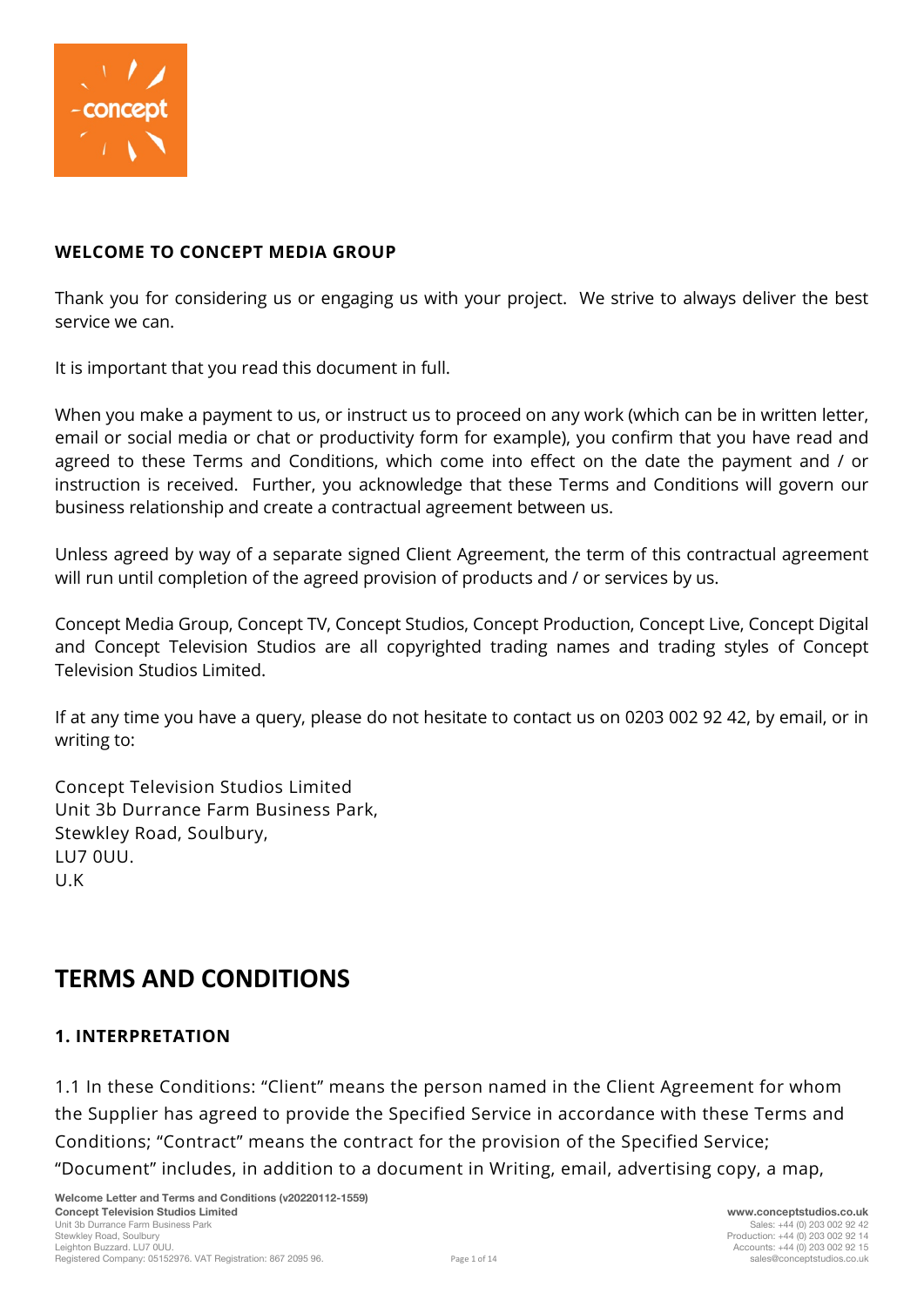**WELCOME TO CONCEPT MEDIA GROUP**

Thank you for considering us or engaging us with your project. We strive to always deliver the best service we can.

It is important that you read this document in full.

When you make a payment to us, or instruct us to proceed on any work (which can be in written letter, email or social media or chat or productivity form for example), you confirm that you have read and agreed to these Terms and Conditions, which come into effect on the date the payment and / or instruction is received. Further, you acknowledge that these Terms and Conditions will govern our business relationship and create a contractual agreement between us.

Unless agreed by way of a separate signed Client Agreement, the term of this contractual agreement will run until completion of the agreed provision of products and / or services by us.

Concept Media Group, Concept TV, Concept Studios, Concept Production, Concept Live, Concept Digital and Concept Television Studios are all copyrighted trading names and trading styles of Concept Television Studios Limited.

If at any time you have a query, please do not hesitate to contact us on 0203 002 92 42, by email, or in writing to:

Concept Television Studios Limited
Unit 3b Durrance Farm Business Park,
Stewkley Road, Soulbury,
LU7 0UU.
U.K

# TERMS AND CONDITIONS

### 1. INTERPRETATION

1.1 In these Conditions: "Client" means the person named in the Client Agreement for whom the Supplier has agreed to provide the Specified Service in accordance with these Terms and Conditions; "Contract" means the contract for the provision of the Specified Service; "Document" includes, in addition to a document in Writing, email, advertising copy, a map,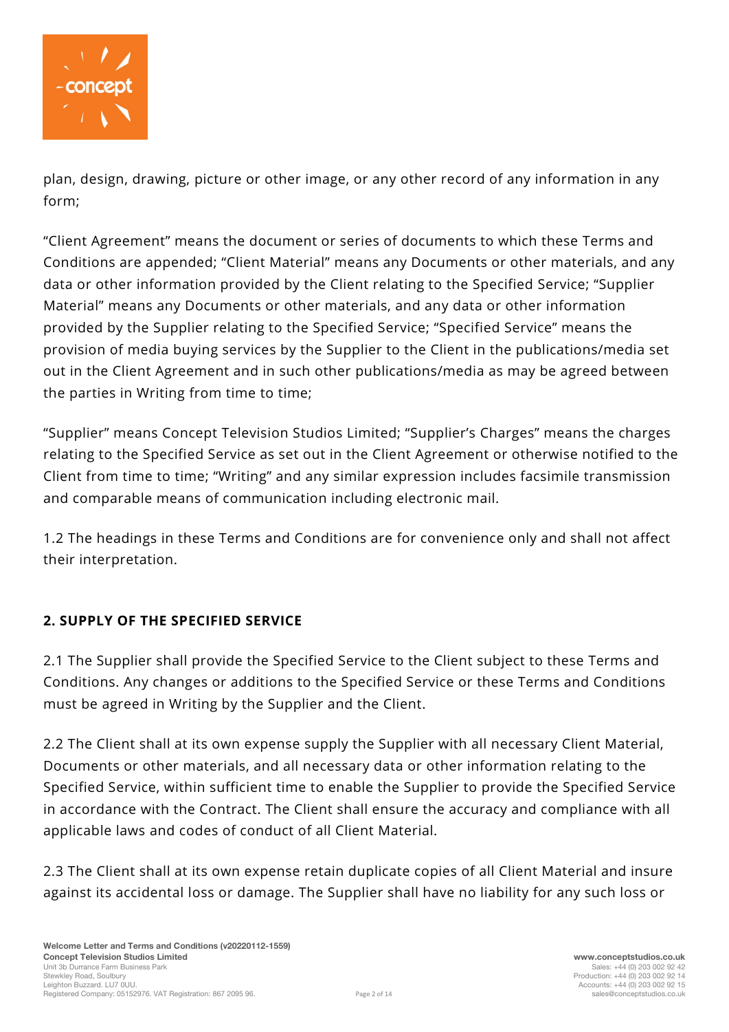plan, design, drawing, picture or other image, or any other record of any information in any form;

“Client Agreement” means the document or series of documents to which these Terms and Conditions are appended; “Client Material” means any Documents or other materials, and any data or other information provided by the Client relating to the Specified Service; “Supplier Material” means any Documents or other materials, and any data or other information provided by the Supplier relating to the Specified Service; “Specified Service” means the provision of media buying services by the Supplier to the Client in the publications/media set out in the Client Agreement and in such other publications/media as may be agreed between the parties in Writing from time to time;

“Supplier” means Concept Television Studios Limited; “Supplier’s Charges” means the charges relating to the Specified Service as set out in the Client Agreement or otherwise notified to the Client from time to time; “Writing” and any similar expression includes facsimile transmission and comparable means of communication including electronic mail.

1.2 The headings in these Terms and Conditions are for convenience only and shall not affect their interpretation.

## 2. SUPPLY OF THE SPECIFIED SERVICE

2.1 The Supplier shall provide the Specified Service to the Client subject to these Terms and Conditions. Any changes or additions to the Specified Service or these Terms and Conditions must be agreed in Writing by the Supplier and the Client.

2.2 The Client shall at its own expense supply the Supplier with all necessary Client Material, Documents or other materials, and all necessary data or other information relating to the Specified Service, within sufficient time to enable the Supplier to provide the Specified Service in accordance with the Contract. The Client shall ensure the accuracy and compliance with all applicable laws and codes of conduct of all Client Material.

2.3 The Client shall at its own expense retain duplicate copies of all Client Material and insure against its accidental loss or damage. The Supplier shall have no liability for any such loss or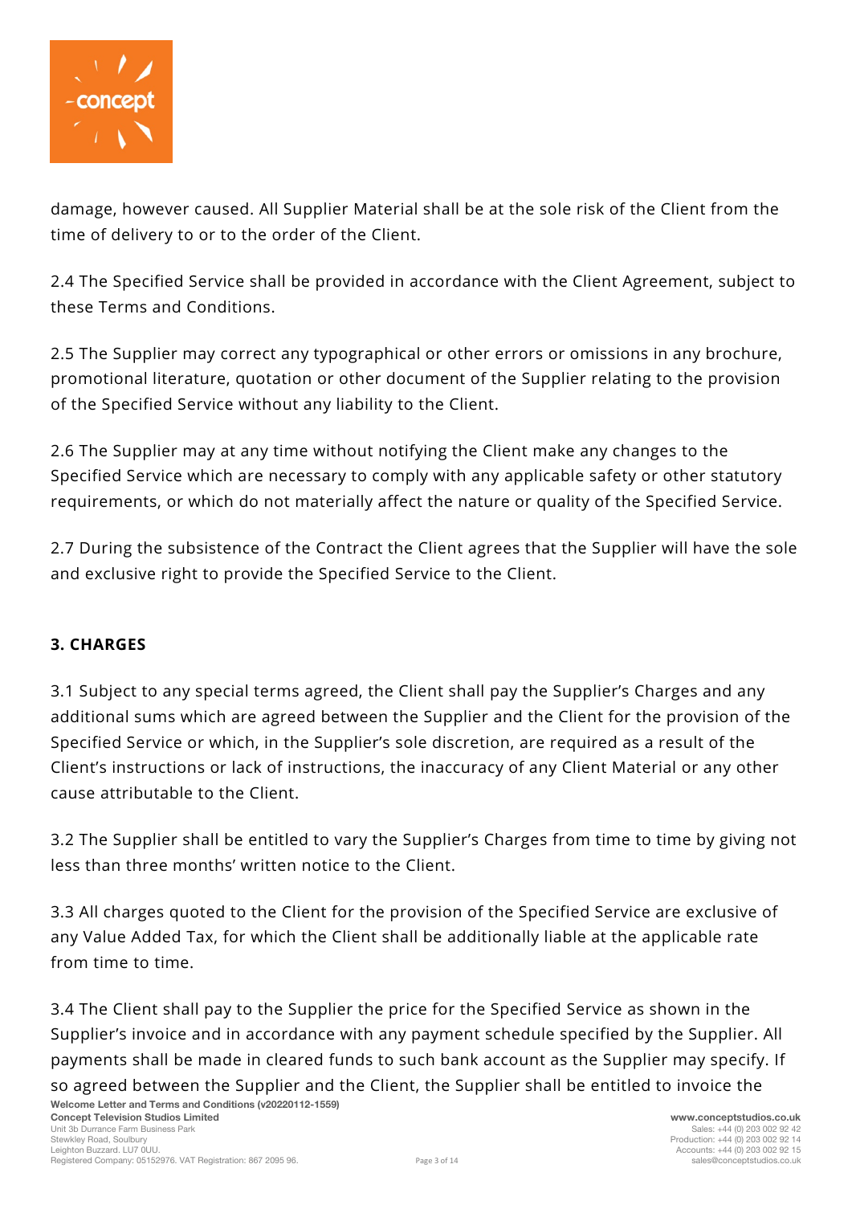damage, however caused. All Supplier Material shall be at the sole risk of the Client from the time of delivery to or to the order of the Client.

2.4 The Specified Service shall be provided in accordance with the Client Agreement, subject to these Terms and Conditions.

2.5 The Supplier may correct any typographical or other errors or omissions in any brochure, promotional literature, quotation or other document of the Supplier relating to the provision of the Specified Service without any liability to the Client.

2.6 The Supplier may at any time without notifying the Client make any changes to the Specified Service which are necessary to comply with any applicable safety or other statutory requirements, or which do not materially affect the nature or quality of the Specified Service.

2.7 During the subsistence of the Contract the Client agrees that the Supplier will have the sole and exclusive right to provide the Specified Service to the Client.

### 3. CHARGES

3.1 Subject to any special terms agreed, the Client shall pay the Supplier's Charges and any additional sums which are agreed between the Supplier and the Client for the provision of the Specified Service or which, in the Supplier's sole discretion, are required as a result of the Client's instructions or lack of instructions, the inaccuracy of any Client Material or any other cause attributable to the Client.

3.2 The Supplier shall be entitled to vary the Supplier's Charges from time to time by giving not less than three months' written notice to the Client.

3.3 All charges quoted to the Client for the provision of the Specified Service are exclusive of any Value Added Tax, for which the Client shall be additionally liable at the applicable rate from time to time.

3.4 The Client shall pay to the Supplier the price for the Specified Service as shown in the Supplier's invoice and in accordance with any payment schedule specified by the Supplier. All payments shall be made in cleared funds to such bank account as the Supplier may specify. If so agreed between the Supplier and the Client, the Supplier shall be entitled to invoice the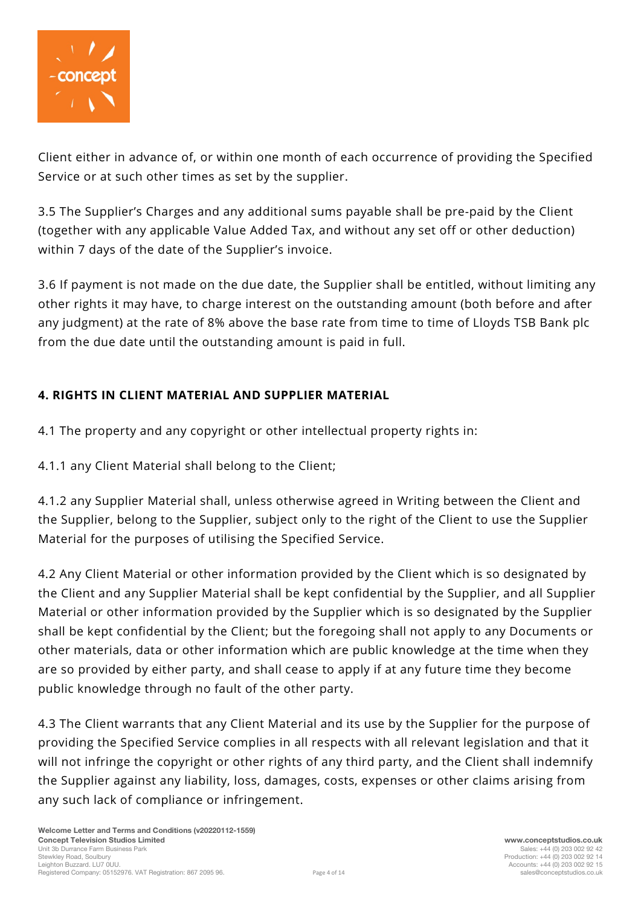Client either in advance of, or within one month of each occurrence of providing the Specified Service or at such other times as set by the supplier.

3.5 The Supplier's Charges and any additional sums payable shall be pre-paid by the Client (together with any applicable Value Added Tax, and without any set off or other deduction) within 7 days of the date of the Supplier's invoice.

3.6 If payment is not made on the due date, the Supplier shall be entitled, without limiting any other rights it may have, to charge interest on the outstanding amount (both before and after any judgment) at the rate of 8% above the base rate from time to time of Lloyds TSB Bank plc from the due date until the outstanding amount is paid in full.

## 4. RIGHTS IN CLIENT MATERIAL AND SUPPLIER MATERIAL

4.1 The property and any copyright or other intellectual property rights in:

4.1.1 any Client Material shall belong to the Client;

4.1.2 any Supplier Material shall, unless otherwise agreed in Writing between the Client and the Supplier, belong to the Supplier, subject only to the right of the Client to use the Supplier Material for the purposes of utilising the Specified Service.

4.2 Any Client Material or other information provided by the Client which is so designated by the Client and any Supplier Material shall be kept confidential by the Supplier, and all Supplier Material or other information provided by the Supplier which is so designated by the Supplier shall be kept confidential by the Client; but the foregoing shall not apply to any Documents or other materials, data or other information which are public knowledge at the time when they are so provided by either party, and shall cease to apply if at any future time they become public knowledge through no fault of the other party.

4.3 The Client warrants that any Client Material and its use by the Supplier for the purpose of providing the Specified Service complies in all respects with all relevant legislation and that it will not infringe the copyright or other rights of any third party, and the Client shall indemnify the Supplier against any liability, loss, damages, costs, expenses or other claims arising from any such lack of compliance or infringement.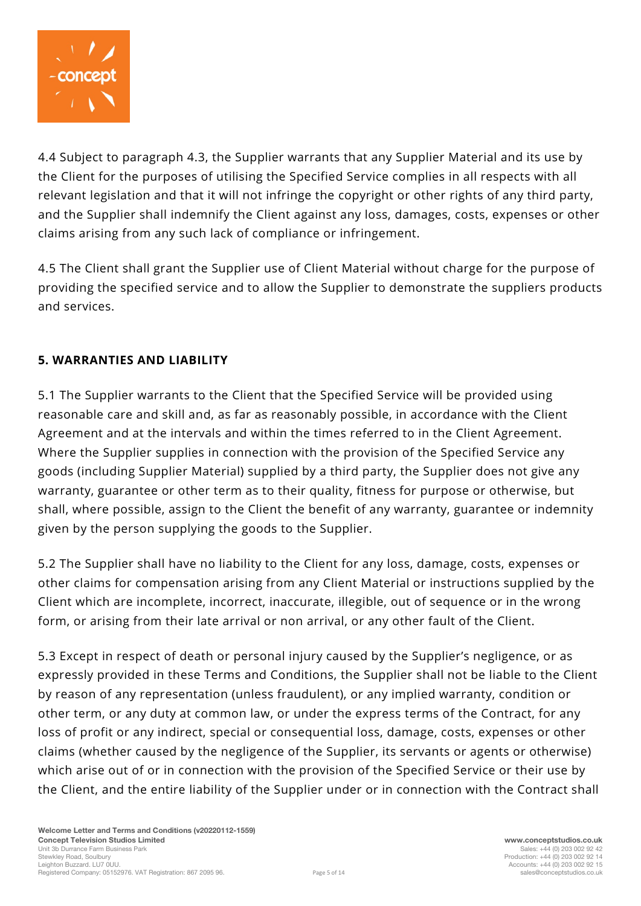4.4 Subject to paragraph 4.3, the Supplier warrants that any Supplier Material and its use by the Client for the purposes of utilising the Specified Service complies in all respects with all relevant legislation and that it will not infringe the copyright or other rights of any third party, and the Supplier shall indemnify the Client against any loss, damages, costs, expenses or other claims arising from any such lack of compliance or infringement.

4.5 The Client shall grant the Supplier use of Client Material without charge for the purpose of providing the specified service and to allow the Supplier to demonstrate the suppliers products and services.

**5. WARRANTIES AND LIABILITY**

5.1 The Supplier warrants to the Client that the Specified Service will be provided using reasonable care and skill and, as far as reasonably possible, in accordance with the Client Agreement and at the intervals and within the times referred to in the Client Agreement. Where the Supplier supplies in connection with the provision of the Specified Service any goods (including Supplier Material) supplied by a third party, the Supplier does not give any warranty, guarantee or other term as to their quality, fitness for purpose or otherwise, but shall, where possible, assign to the Client the benefit of any warranty, guarantee or indemnity given by the person supplying the goods to the Supplier.

5.2 The Supplier shall have no liability to the Client for any loss, damage, costs, expenses or other claims for compensation arising from any Client Material or instructions supplied by the Client which are incomplete, incorrect, inaccurate, illegible, out of sequence or in the wrong form, or arising from their late arrival or non arrival, or any other fault of the Client.

5.3 Except in respect of death or personal injury caused by the Supplier's negligence, or as expressly provided in these Terms and Conditions, the Supplier shall not be liable to the Client by reason of any representation (unless fraudulent), or any implied warranty, condition or other term, or any duty at common law, or under the express terms of the Contract, for any loss of profit or any indirect, special or consequential loss, damage, costs, expenses or other claims (whether caused by the negligence of the Supplier, its servants or agents or otherwise) which arise out of or in connection with the provision of the Specified Service or their use by the Client, and the entire liability of the Supplier under or in connection with the Contract shall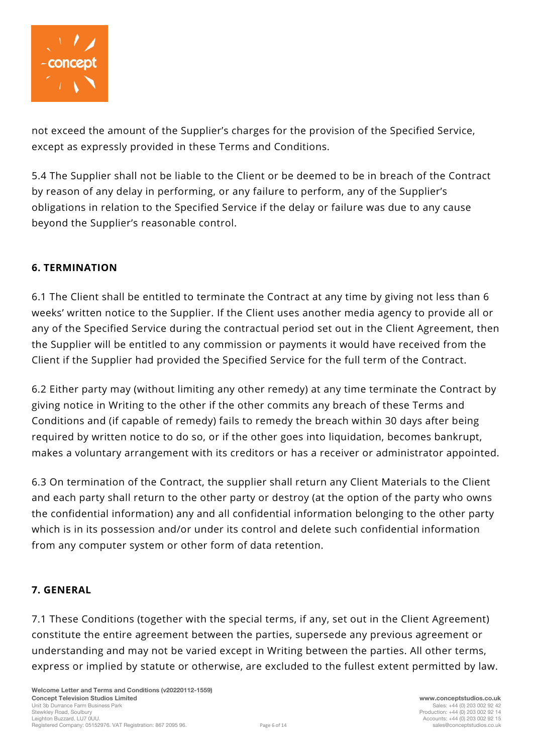not exceed the amount of the Supplier's charges for the provision of the Specified Service, except as expressly provided in these Terms and Conditions.

5.4 The Supplier shall not be liable to the Client or be deemed to be in breach of the Contract by reason of any delay in performing, or any failure to perform, any of the Supplier's obligations in relation to the Specified Service if the delay or failure was due to any cause beyond the Supplier's reasonable control.

## 6. TERMINATION

6.1 The Client shall be entitled to terminate the Contract at any time by giving not less than 6 weeks' written notice to the Supplier. If the Client uses another media agency to provide all or any of the Specified Service during the contractual period set out in the Client Agreement, then the Supplier will be entitled to any commission or payments it would have received from the Client if the Supplier had provided the Specified Service for the full term of the Contract.

6.2 Either party may (without limiting any other remedy) at any time terminate the Contract by giving notice in Writing to the other if the other commits any breach of these Terms and Conditions and (if capable of remedy) fails to remedy the breach within 30 days after being required by written notice to do so, or if the other goes into liquidation, becomes bankrupt, makes a voluntary arrangement with its creditors or has a receiver or administrator appointed.

6.3 On termination of the Contract, the supplier shall return any Client Materials to the Client and each party shall return to the other party or destroy (at the option of the party who owns the confidential information) any and all confidential information belonging to the other party which is in its possession and/or under its control and delete such confidential information from any computer system or other form of data retention.

## 7. GENERAL

7.1 These Conditions (together with the special terms, if any, set out in the Client Agreement) constitute the entire agreement between the parties, supersede any previous agreement or understanding and may not be varied except in Writing between the parties. All other terms, express or implied by statute or otherwise, are excluded to the fullest extent permitted by law.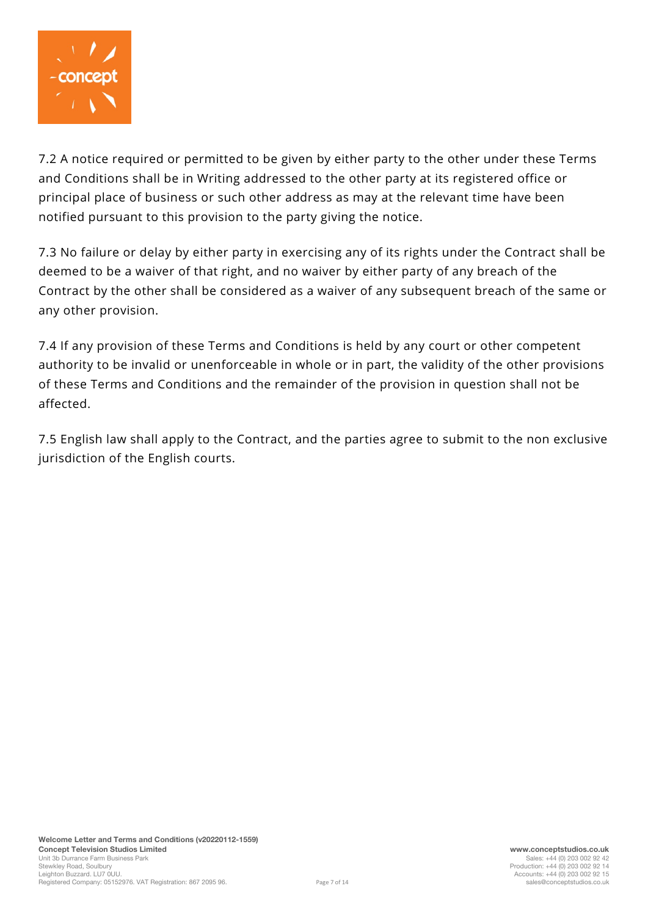7.2 A notice required or permitted to be given by either party to the other under these Terms and Conditions shall be in Writing addressed to the other party at its registered office or principal place of business or such other address as may at the relevant time have been notified pursuant to this provision to the party giving the notice.

7.3 No failure or delay by either party in exercising any of its rights under the Contract shall be deemed to be a waiver of that right, and no waiver by either party of any breach of the Contract by the other shall be considered as a waiver of any subsequent breach of the same or any other provision.

7.4 If any provision of these Terms and Conditions is held by any court or other competent authority to be invalid or unenforceable in whole or in part, the validity of the other provisions of these Terms and Conditions and the remainder of the provision in question shall not be affected.

7.5 English law shall apply to the Contract, and the parties agree to submit to the non exclusive jurisdiction of the English courts.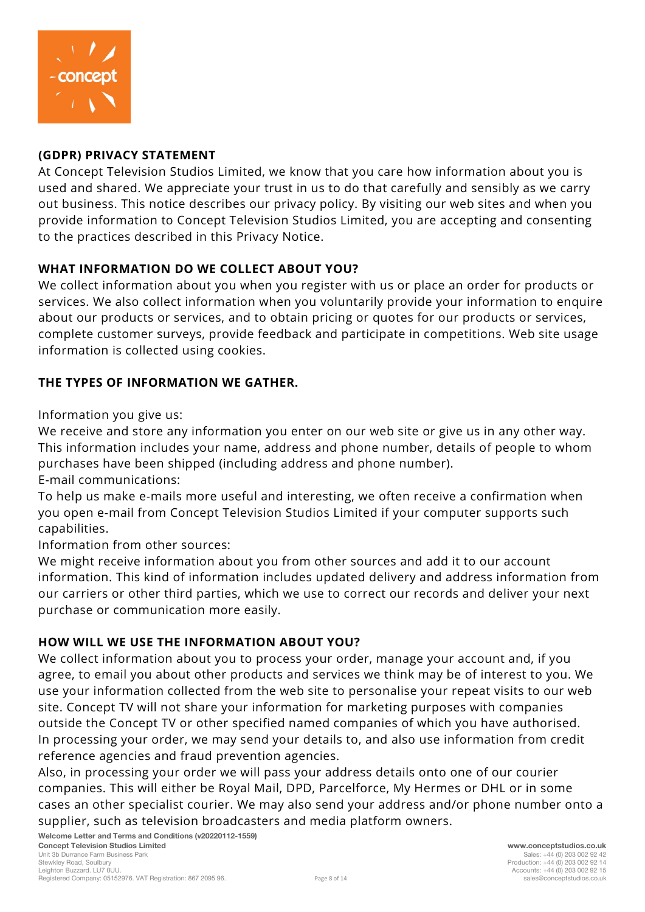## (GDPR) PRIVACY STATEMENT

At Concept Television Studios Limited, we know that you care how information about you is used and shared. We appreciate your trust in us to do that carefully and sensibly as we carry out business. This notice describes our privacy policy. By visiting our web sites and when you provide information to Concept Television Studios Limited, you are accepting and consenting to the practices described in this Privacy Notice.

## WHAT INFORMATION DO WE COLLECT ABOUT YOU?

We collect information about you when you register with us or place an order for products or services. We also collect information when you voluntarily provide your information to enquire about our products or services, and to obtain pricing or quotes for our products or services, complete customer surveys, provide feedback and participate in competitions. Web site usage information is collected using cookies.

## THE TYPES OF INFORMATION WE GATHER.

Information you give us:
We receive and store any information you enter on our web site or give us in any other way. This information includes your name, address and phone number, details of people to whom purchases have been shipped (including address and phone number).
E-mail communications:
To help us make e-mails more useful and interesting, we often receive a confirmation when you open e-mail from Concept Television Studios Limited if your computer supports such capabilities.
Information from other sources:
We might receive information about you from other sources and add it to our account information. This kind of information includes updated delivery and address information from our carriers or other third parties, which we use to correct our records and deliver your next purchase or communication more easily.

## HOW WILL WE USE THE INFORMATION ABOUT YOU?

We collect information about you to process your order, manage your account and, if you agree, to email you about other products and services we think may be of interest to you. We use your information collected from the web site to personalise your repeat visits to our web site. Concept TV will not share your information for marketing purposes with companies outside the Concept TV or other specified named companies of which you have authorised.
In processing your order, we may send your details to, and also use information from credit reference agencies and fraud prevention agencies.
Also, in processing your order we will pass your address details onto one of our courier companies. This will either be Royal Mail, DPD, Parcelforce, My Hermes or DHL or in some cases an other specialist courier. We may also send your address and/or phone number onto a supplier, such as television broadcasters and media platform owners.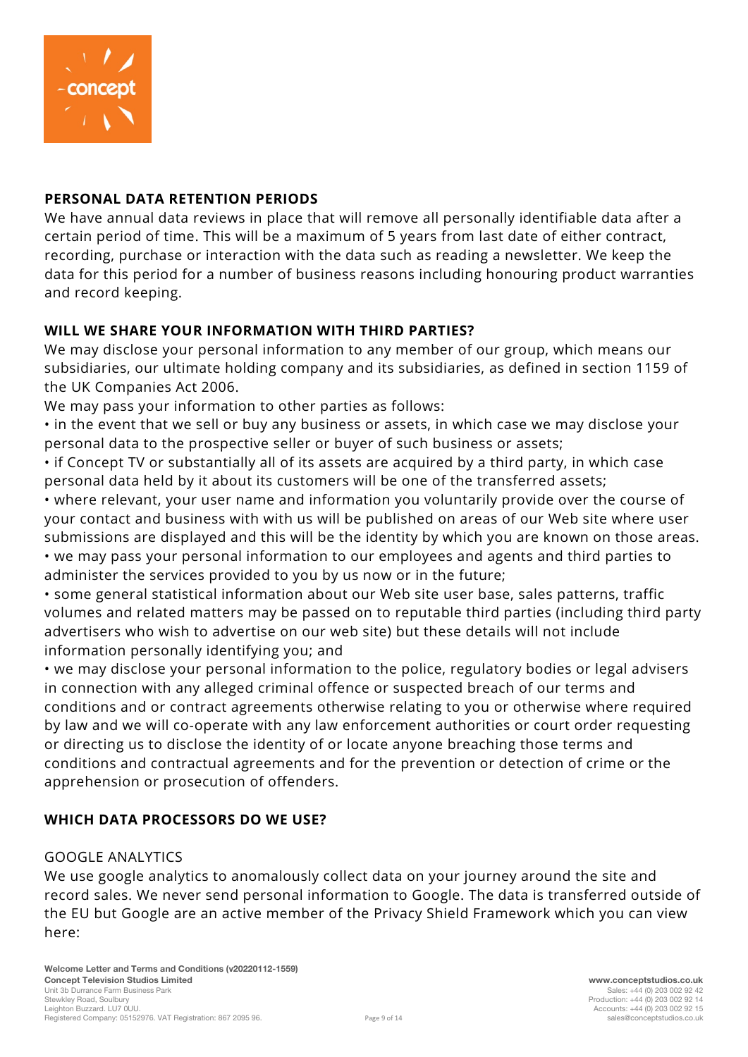## PERSONAL DATA RETENTION PERIODS

We have annual data reviews in place that will remove all personally identifiable data after a certain period of time. This will be a maximum of 5 years from last date of either contract, recording, purchase or interaction with the data such as reading a newsletter. We keep the data for this period for a number of business reasons including honouring product warranties and record keeping.

## WILL WE SHARE YOUR INFORMATION WITH THIRD PARTIES?

We may disclose your personal information to any member of our group, which means our subsidiaries, our ultimate holding company and its subsidiaries, as defined in section 1159 of the UK Companies Act 2006.

We may pass your information to other parties as follows:

- in the event that we sell or buy any business or assets, in which case we may disclose your personal data to the prospective seller or buyer of such business or assets;
- if Concept TV or substantially all of its assets are acquired by a third party, in which case personal data held by it about its customers will be one of the transferred assets;
- where relevant, your user name and information you voluntarily provide over the course of your contact and business with with us will be published on areas of our Web site where user submissions are displayed and this will be the identity by which you are known on those areas.
- we may pass your personal information to our employees and agents and third parties to administer the services provided to you by us now or in the future;
- some general statistical information about our Web site user base, sales patterns, traffic volumes and related matters may be passed on to reputable third parties (including third party advertisers who wish to advertise on our web site) but these details will not include information personally identifying you; and
- we may disclose your personal information to the police, regulatory bodies or legal advisers in connection with any alleged criminal offence or suspected breach of our terms and conditions and or contract agreements otherwise relating to you or otherwise where required by law and we will co-operate with any law enforcement authorities or court order requesting or directing us to disclose the identity of or locate anyone breaching those terms and conditions and contractual agreements and for the prevention or detection of crime or the apprehension or prosecution of offenders.

## WHICH DATA PROCESSORS DO WE USE?

### GOOGLE ANALYTICS

We use google analytics to anomalously collect data on your journey around the site and record sales. We never send personal information to Google. The data is transferred outside of the EU but Google are an active member of the Privacy Shield Framework which you can view here: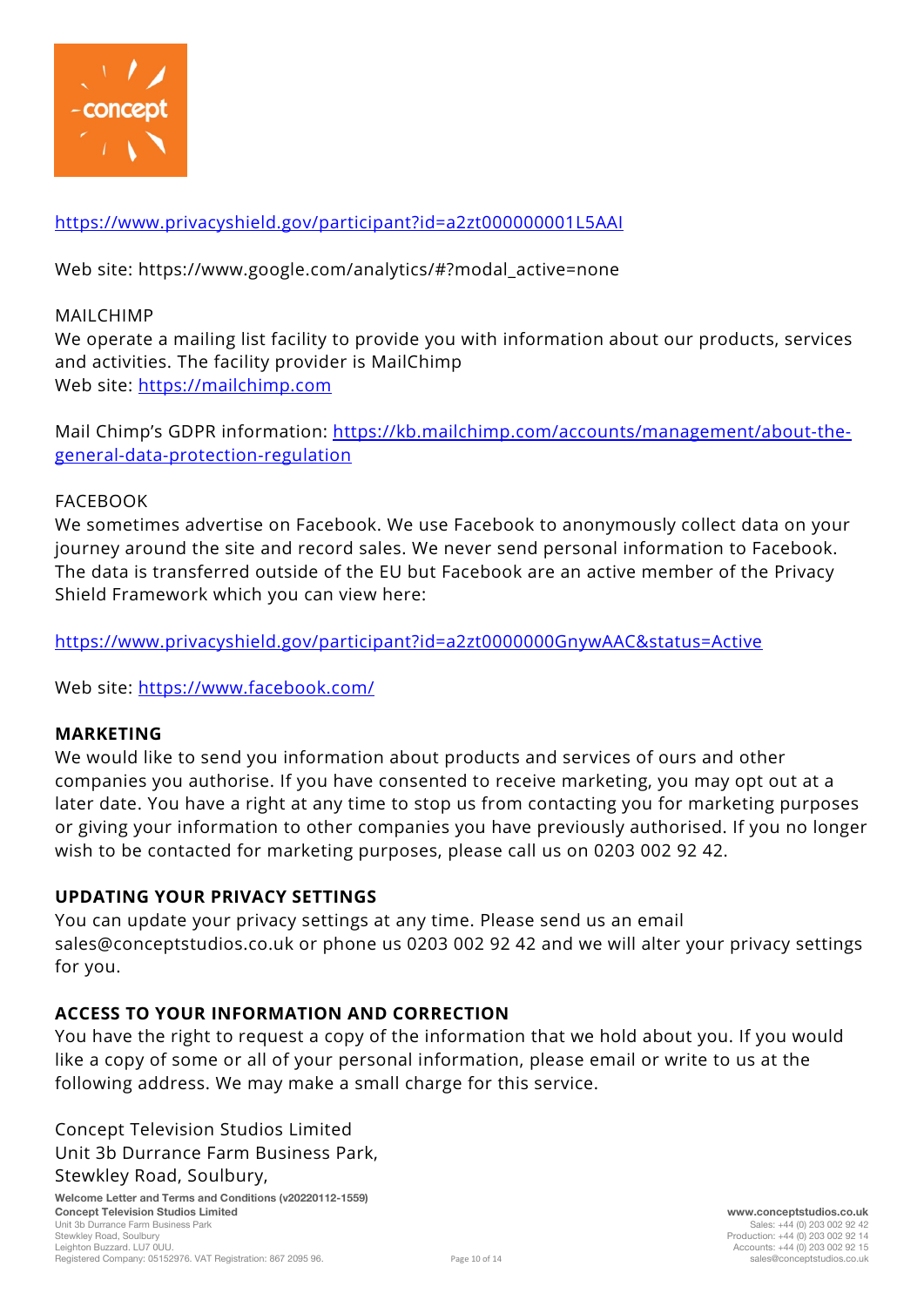https://www.privacyshield.gov/participant?id=a2zt000000001L5AAI

Web site: https://www.google.com/analytics/#?modal_active=none

MAILCHIMP
We operate a mailing list facility to provide you with information about our products, services and activities. The facility provider is MailChimp
Web site: https://mailchimp.com

Mail Chimp's GDPR information: https://kb.mailchimp.com/accounts/management/about-the-general-data-protection-regulation

FACEBOOK
We sometimes advertise on Facebook. We use Facebook to anonymously collect data on your journey around the site and record sales. We never send personal information to Facebook. The data is transferred outside of the EU but Facebook are an active member of the Privacy Shield Framework which you can view here:

https://www.privacyshield.gov/participant?id=a2zt0000000GnywAAC&status=Active

Web site: https://www.facebook.com/

**MARKETING**
We would like to send you information about products and services of ours and other companies you authorise. If you have consented to receive marketing, you may opt out at a later date. You have a right at any time to stop us from contacting you for marketing purposes or giving your information to other companies you have previously authorised. If you no longer wish to be contacted for marketing purposes, please call us on 0203 002 92 42.

**UPDATING YOUR PRIVACY SETTINGS**
You can update your privacy settings at any time. Please send us an email sales@conceptstudios.co.uk or phone us 0203 002 92 42 and we will alter your privacy settings for you.

**ACCESS TO YOUR INFORMATION AND CORRECTION**
You have the right to request a copy of the information that we hold about you. If you would like a copy of some or all of your personal information, please email or write to us at the following address. We may make a small charge for this service.

Concept Television Studios Limited
Unit 3b Durrance Farm Business Park,
Stewkley Road, Soulbury,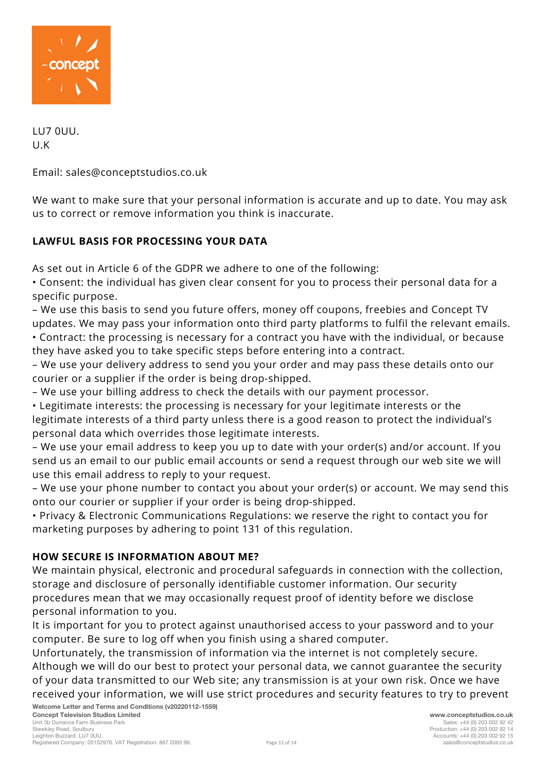LU7 0UU.
U.K

Email: sales@conceptstudios.co.uk

We want to make sure that your personal information is accurate and up to date. You may ask us to correct or remove information you think is inaccurate.

## LAWFUL BASIS FOR PROCESSING YOUR DATA

As set out in Article 6 of the GDPR we adhere to one of the following:

• Consent: the individual has given clear consent for you to process their personal data for a specific purpose.
– We use this basis to send you future offers, money off coupons, freebies and Concept TV updates. We may pass your information onto third party platforms to fulfil the relevant emails.

• Contract: the processing is necessary for a contract you have with the individual, or because they have asked you to take specific steps before entering into a contract.
– We use your delivery address to send you your order and may pass these details onto our courier or a supplier if the order is being drop-shipped.
– We use your billing address to check the details with our payment processor.

• Legitimate interests: the processing is necessary for your legitimate interests or the legitimate interests of a third party unless there is a good reason to protect the individual's personal data which overrides those legitimate interests.
– We use your email address to keep you up to date with your order(s) and/or account. If you send us an email to our public email accounts or send a request through our web site we will use this email address to reply to your request.
– We use your phone number to contact you about your order(s) or account. We may send this onto our courier or supplier if your order is being drop-shipped.

• Privacy & Electronic Communications Regulations: we reserve the right to contact you for marketing purposes by adhering to point 131 of this regulation.

## HOW SECURE IS INFORMATION ABOUT ME?

We maintain physical, electronic and procedural safeguards in connection with the collection, storage and disclosure of personally identifiable customer information. Our security procedures mean that we may occasionally request proof of identity before we disclose personal information to you.
It is important for you to protect against unauthorised access to your password and to your computer. Be sure to log off when you finish using a shared computer.
Unfortunately, the transmission of information via the internet is not completely secure. Although we will do our best to protect your personal data, we cannot guarantee the security of your data transmitted to our Web site; any transmission is at your own risk. Once we have received your information, we will use strict procedures and security features to try to prevent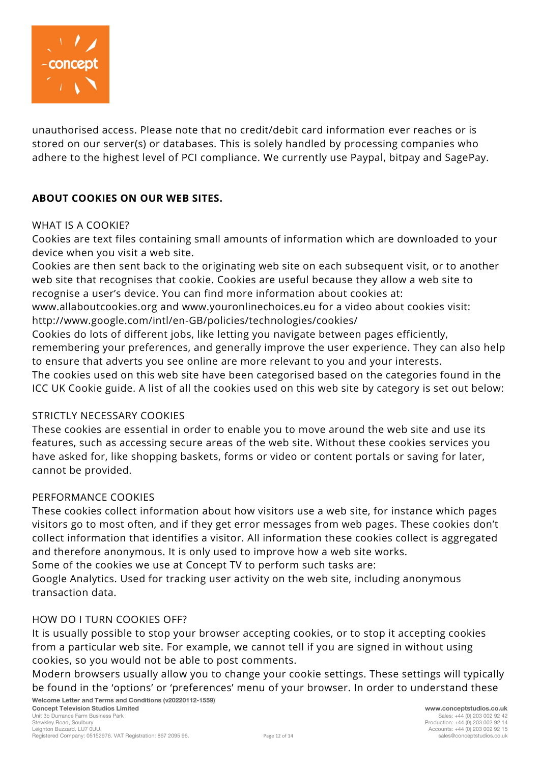unauthorised access. Please note that no credit/debit card information ever reaches or is stored on our server(s) or databases. This is solely handled by processing companies who adhere to the highest level of PCI compliance. We currently use Paypal, bitpay and SagePay.

**ABOUT COOKIES ON OUR WEB SITES.**

WHAT IS A COOKIE?

Cookies are text files containing small amounts of information which are downloaded to your device when you visit a web site.

Cookies are then sent back to the originating web site on each subsequent visit, or to another web site that recognises that cookie. Cookies are useful because they allow a web site to recognise a user's device. You can find more information about cookies at: www.allaboutcookies.org and www.youronlinechoices.eu for a video about cookies visit: http://www.google.com/intl/en-GB/policies/technologies/cookies/

Cookies do lots of different jobs, like letting you navigate between pages efficiently, remembering your preferences, and generally improve the user experience. They can also help to ensure that adverts you see online are more relevant to you and your interests.

The cookies used on this web site have been categorised based on the categories found in the ICC UK Cookie guide. A list of all the cookies used on this web site by category is set out below:

STRICTLY NECESSARY COOKIES

These cookies are essential in order to enable you to move around the web site and use its features, such as accessing secure areas of the web site. Without these cookies services you have asked for, like shopping baskets, forms or video or content portals or saving for later, cannot be provided.

PERFORMANCE COOKIES

These cookies collect information about how visitors use a web site, for instance which pages visitors go to most often, and if they get error messages from web pages. These cookies don't collect information that identifies a visitor. All information these cookies collect is aggregated and therefore anonymous. It is only used to improve how a web site works.

Some of the cookies we use at Concept TV to perform such tasks are:

Google Analytics. Used for tracking user activity on the web site, including anonymous transaction data.

HOW DO I TURN COOKIES OFF?

It is usually possible to stop your browser accepting cookies, or to stop it accepting cookies from a particular web site. For example, we cannot tell if you are signed in without using cookies, so you would not be able to post comments.

Modern browsers usually allow you to change your cookie settings. These settings will typically be found in the 'options' or 'preferences' menu of your browser. In order to understand these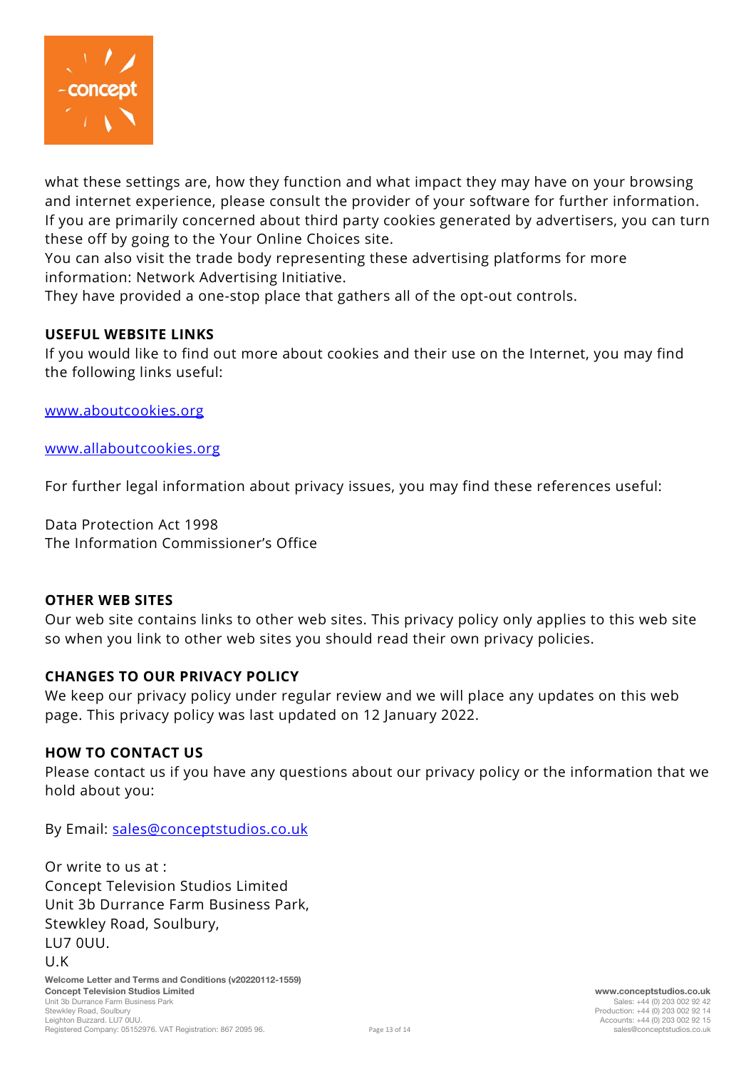what these settings are, how they function and what impact they may have on your browsing and internet experience, please consult the provider of your software for further information. If you are primarily concerned about third party cookies generated by advertisers, you can turn these off by going to the Your Online Choices site.
You can also visit the trade body representing these advertising platforms for more information: Network Advertising Initiative.
They have provided a one-stop place that gathers all of the opt-out controls.

**USEFUL WEBSITE LINKS**

If you would like to find out more about cookies and their use on the Internet, you may find the following links useful:

[www.aboutcookies.org](http://www.aboutcookies.org)

[www.allaboutcookies.org](http://www.allaboutcookies.org)

For further legal information about privacy issues, you may find these references useful:

Data Protection Act 1998
The Information Commissioner's Office

**OTHER WEB SITES**

Our web site contains links to other web sites. This privacy policy only applies to this web site so when you link to other web sites you should read their own privacy policies.

**CHANGES TO OUR PRIVACY POLICY**

We keep our privacy policy under regular review and we will place any updates on this web page. This privacy policy was last updated on 12 January 2022.

**HOW TO CONTACT US**

Please contact us if you have any questions about our privacy policy or the information that we hold about you:

By Email: [sales@conceptstudios.co.uk](mailto:sales@conceptstudios.co.uk)

Or write to us at :
Concept Television Studios Limited
Unit 3b Durrance Farm Business Park,
Stewkley Road, Soulbury,
LU7 0UU.
U.K